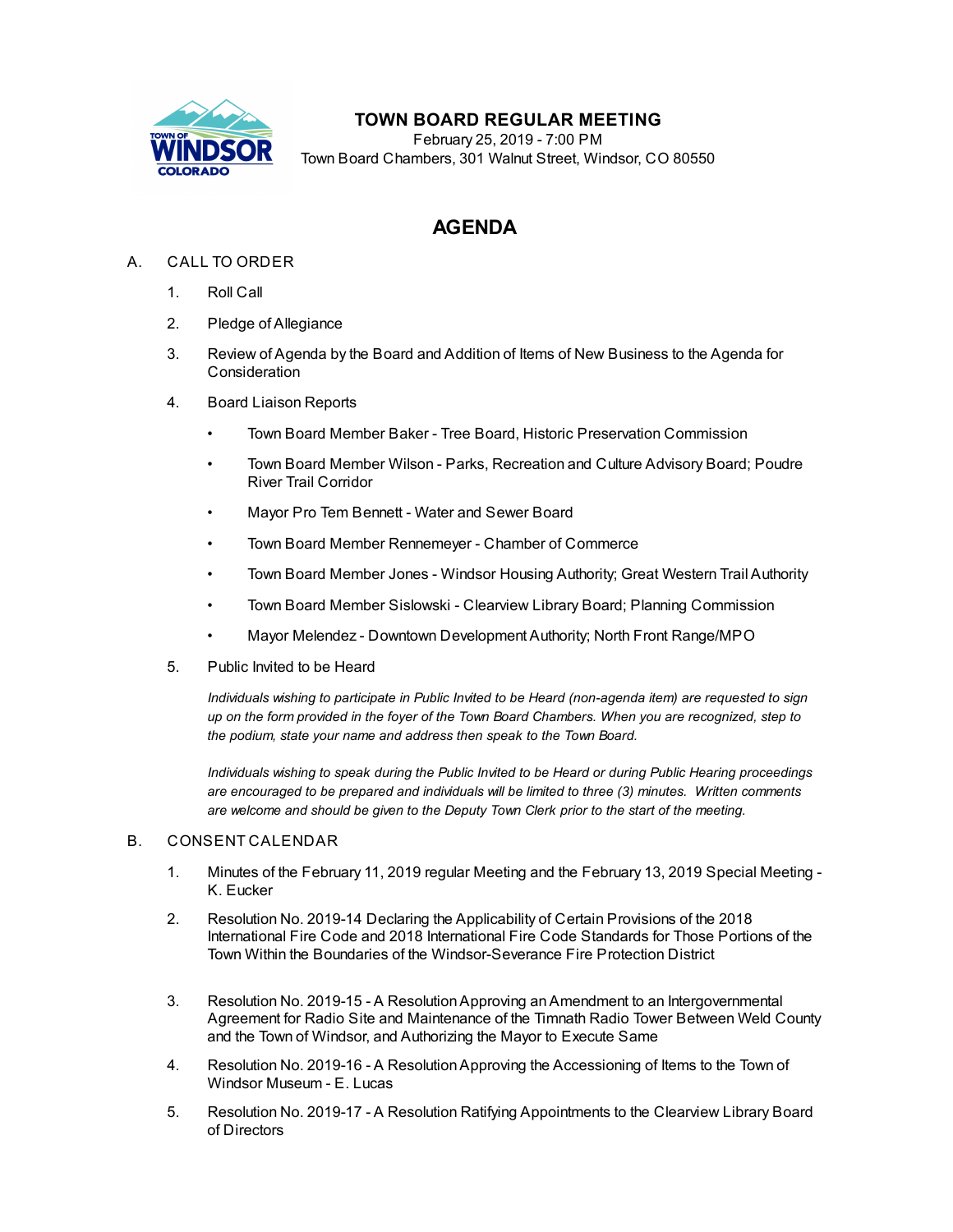# TOWN BOARD REGULAR MEETING

February 25, 2019 - 7:00 PM
Town Board Chambers, 301 Walnut Street, Windsor, CO 80550

## AGENDA

A. CALL TO ORDER

1. Roll Call
2. Pledge of Allegiance
3. Review of Agenda by the Board and Addition of Items of New Business to the Agenda for Consideration
4. Board Liaison Reports
   - Town Board Member Baker - Tree Board, Historic Preservation Commission
   - Town Board Member Wilson - Parks, Recreation and Culture Advisory Board; Poudre River Trail Corridor
   - Mayor Pro Tem Bennett - Water and Sewer Board
   - Town Board Member Rennemeyer - Chamber of Commerce
   - Town Board Member Jones - Windsor Housing Authority; Great Western Trail Authority
   - Town Board Member Sislowski - Clearview Library Board; Planning Commission
   - Mayor Melendez - Downtown Development Authority; North Front Range/MPO
5. Public Invited to be Heard

   *Individuals wishing to participate in Public Invited to be Heard (non-agenda item) are requested to sign up on the form provided in the foyer of the Town Board Chambers. When you are recognized, step to the podium, state your name and address then speak to the Town Board.*

   *Individuals wishing to speak during the Public Invited to be Heard or during Public Hearing proceedings are encouraged to be prepared and individuals will be limited to three (3) minutes. Written comments are welcome and should be given to the Deputy Town Clerk prior to the start of the meeting.*

B. CONSENT CALENDAR

1. Minutes of the February 11, 2019 regular Meeting and the February 13, 2019 Special Meeting - K. Eucker
2. Resolution No. 2019-14 Declaring the Applicability of Certain Provisions of the 2018 International Fire Code and 2018 International Fire Code Standards for Those Portions of the Town Within the Boundaries of the Windsor-Severance Fire Protection District
3. Resolution No. 2019-15 - A Resolution Approving an Amendment to an Intergovernmental Agreement for Radio Site and Maintenance of the Timnath Radio Tower Between Weld County and the Town of Windsor, and Authorizing the Mayor to Execute Same
4. Resolution No. 2019-16 - A Resolution Approving the Accessioning of Items to the Town of Windsor Museum - E. Lucas
5. Resolution No. 2019-17 - A Resolution Ratifying Appointments to the Clearview Library Board of Directors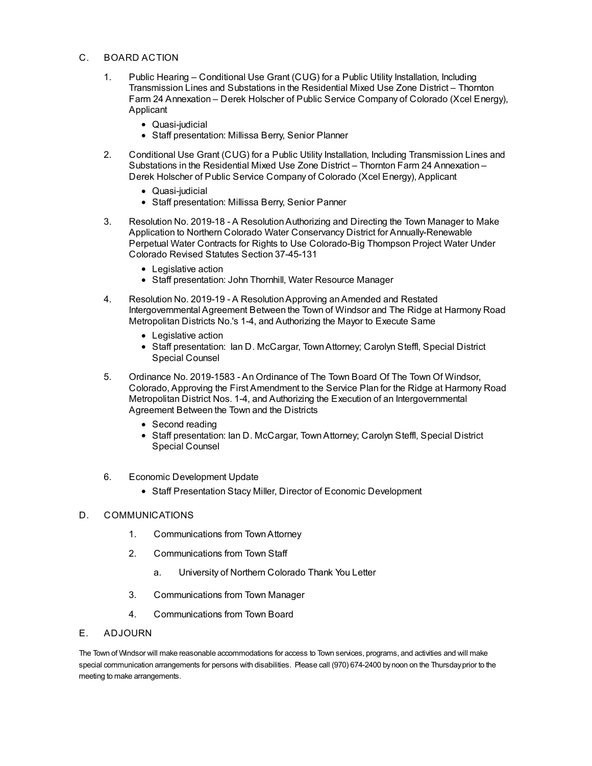## C. BOARD ACTION

1. Public Hearing – Conditional Use Grant (CUG) for a Public Utility Installation, Including Transmission Lines and Substations in the Residential Mixed Use Zone District – Thornton Farm 24 Annexation – Derek Holscher of Public Service Company of Colorado (Xcel Energy), Applicant
   - Quasi-judicial
   - Staff presentation: Millissa Berry, Senior Planner

2. Conditional Use Grant (CUG) for a Public Utility Installation, Including Transmission Lines and Substations in the Residential Mixed Use Zone District – Thornton Farm 24 Annexation – Derek Holscher of Public Service Company of Colorado (Xcel Energy), Applicant
   - Quasi-judicial
   - Staff presentation: Millissa Berry, Senior Panner

3. Resolution No. 2019-18 - A Resolution Authorizing and Directing the Town Manager to Make Application to Northern Colorado Water Conservancy District for Annually-Renewable Perpetual Water Contracts for Rights to Use Colorado-Big Thompson Project Water Under Colorado Revised Statutes Section 37-45-131
   - Legislative action
   - Staff presentation: John Thornhill, Water Resource Manager

4. Resolution No. 2019-19 - A Resolution Approving an Amended and Restated Intergovernmental Agreement Between the Town of Windsor and The Ridge at Harmony Road Metropolitan Districts No.'s 1-4, and Authorizing the Mayor to Execute Same
   - Legislative action
   - Staff presentation: Ian D. McCargar, Town Attorney; Carolyn Steffl, Special District Special Counsel

5. Ordinance No. 2019-1583 - An Ordinance of The Town Board Of The Town Of Windsor, Colorado, Approving the First Amendment to the Service Plan for the Ridge at Harmony Road Metropolitan District Nos. 1-4, and Authorizing the Execution of an Intergovernmental Agreement Between the Town and the Districts
   - Second reading
   - Staff presentation: Ian D. McCargar, Town Attorney; Carolyn Steffl, Special District Special Counsel

6. Economic Development Update
   - Staff Presentation Stacy Miller, Director of Economic Development

## D. COMMUNICATIONS

1. Communications from Town Attorney
2. Communications from Town Staff
   a. University of Northern Colorado Thank You Letter
3. Communications from Town Manager
4. Communications from Town Board

## E. ADJOURN

The Town of Windsor will make reasonable accommodations for access to Town services, programs, and activities and will make special communication arrangements for persons with disabilities. Please call (970) 674-2400 by noon on the Thursday prior to the meeting to make arrangements.